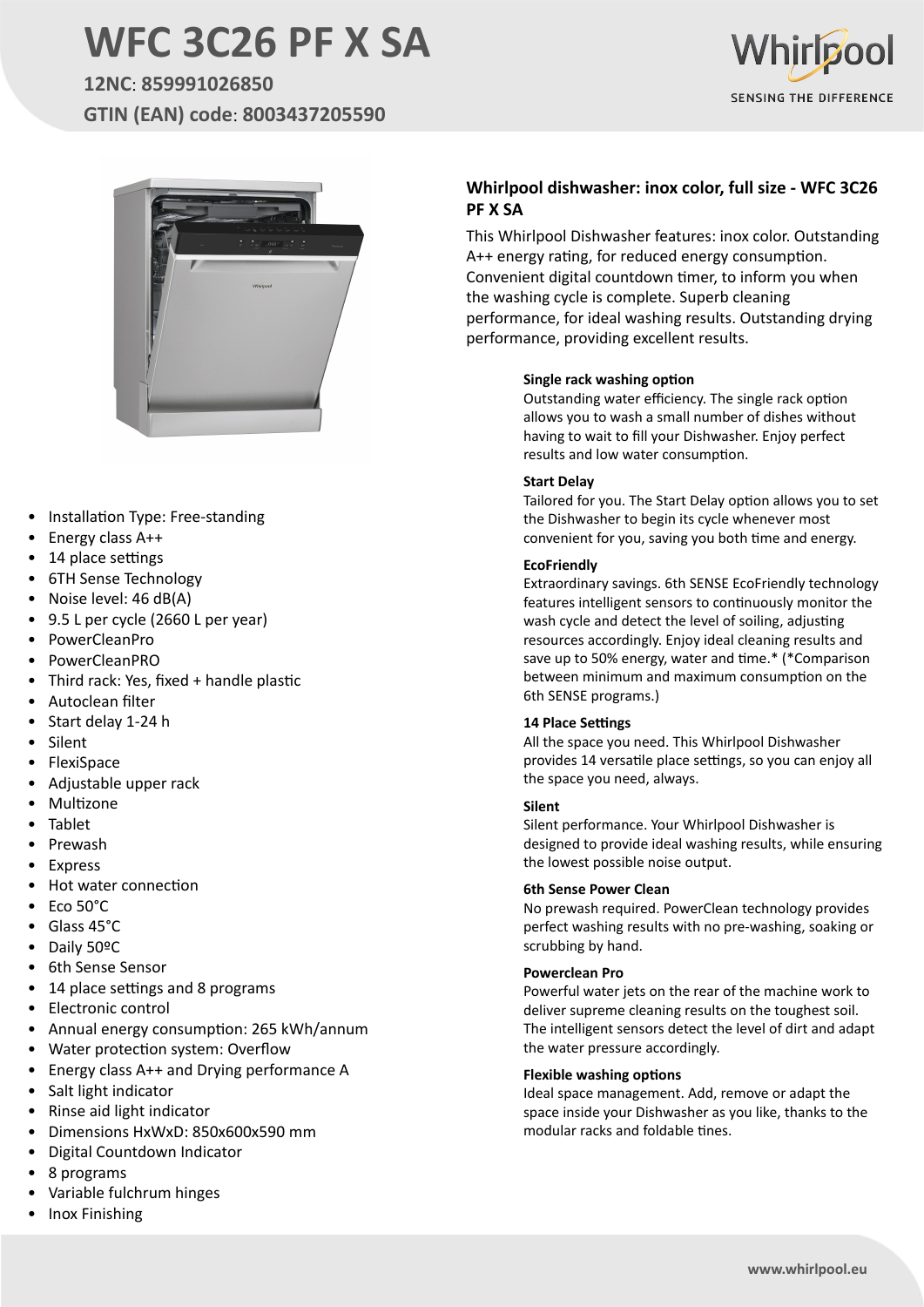# WFC 3C26 PF X SA

**12NC**: **859991026850**

**GTIN (EAN) code**: **8003437205590**

Whirlpool

SENSING THE DIFFERENCE

- Installation Type: Free-standing
- Energy class A++
- 14 place settings
- 6TH Sense Technology
- Noise level: 46 dB(A)
- 9.5 L per cycle (2660 L per year)
- PowerCleanPro
- PowerCleanPRO
- Third rack: Yes, fixed + handle plastic
- Autoclean filter
- Start delay 1-24 h
- Silent
- FlexiSpace
- Adjustable upper rack
- Multizone
- Tablet
- Prewash
- Express
- Hot water connection
- Eco 50°C
- Glass 45°C
- Daily 50ºC
- 6th Sense Sensor
- 14 place settings and 8 programs
- Electronic control
- Annual energy consumption: 265 kWh/annum
- Water protection system: Overflow
- Energy class A++ and Drying performance A
- Salt light indicator
- Rinse aid light indicator
- Dimensions HxWxD: 850x600x590 mm
- Digital Countdown Indicator
- 8 programs
- Variable fulchrum hinges
- Inox Finishing

## Whirlpool dishwasher: inox color, full size - WFC 3C26 PF X SA

This Whirlpool Dishwasher features: inox color. Outstanding A++ energy rating, for reduced energy consumption. Convenient digital countdown timer, to inform you when the washing cycle is complete. Superb cleaning performance, for ideal washing results. Outstanding drying performance, providing excellent results.

**Single rack washing option**

Outstanding water efficiency. The single rack option allows you to wash a small number of dishes without having to wait to fill your Dishwasher. Enjoy perfect results and low water consumption.

**Start Delay**

Tailored for you. The Start Delay option allows you to set the Dishwasher to begin its cycle whenever most convenient for you, saving you both time and energy.

**EcoFriendly**

Extraordinary savings. 6th SENSE EcoFriendly technology features intelligent sensors to continuously monitor the wash cycle and detect the level of soiling, adjusting resources accordingly. Enjoy ideal cleaning results and save up to 50% energy, water and time.* (*Comparison between minimum and maximum consumption on the 6th SENSE programs.)

**14 Place Settings**

All the space you need. This Whirlpool Dishwasher provides 14 versatile place settings, so you can enjoy all the space you need, always.

**Silent**

Silent performance. Your Whirlpool Dishwasher is designed to provide ideal washing results, while ensuring the lowest possible noise output.

**6th Sense Power Clean**

No prewash required. PowerClean technology provides perfect washing results with no pre-washing, soaking or scrubbing by hand.

**Powerclean Pro**

Powerful water jets on the rear of the machine work to deliver supreme cleaning results on the toughest soil. The intelligent sensors detect the level of dirt and adapt the water pressure accordingly.

**Flexible washing options**

Ideal space management. Add, remove or adapt the space inside your Dishwasher as you like, thanks to the modular racks and foldable tines.

www.whirlpool.eu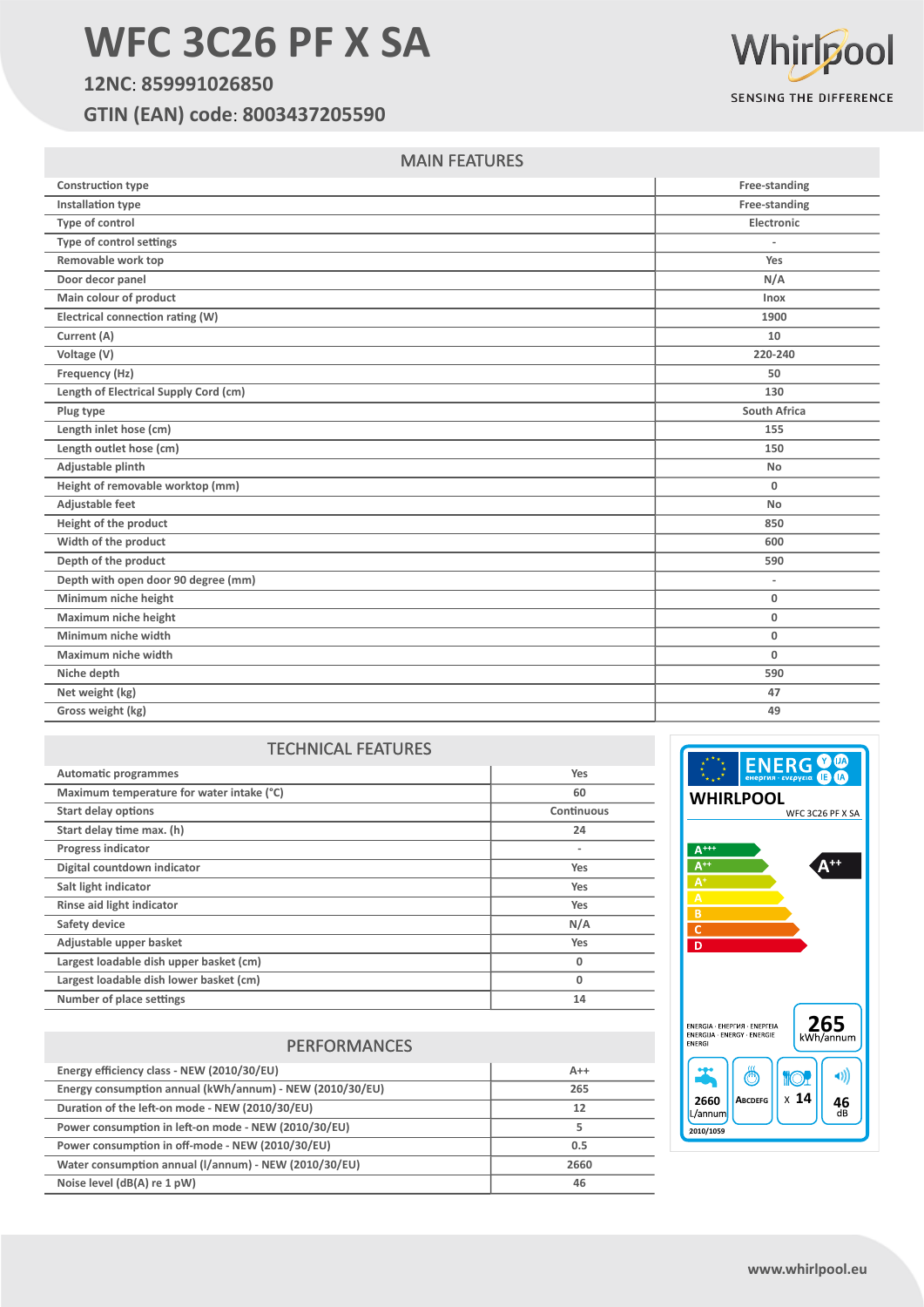# WFC 3C26 PF X SA

**12NC: 859991026850**

**GTIN (EAN) code: 8003437205590**

Whirlpool

SENSING THE DIFFERENCE

## MAIN FEATURES

| | |
|---|---|
| Construction type | Free-standing |
| Installation type | Free-standing |
| Type of control | Electronic |
| Type of control settings | - |
| Removable work top | Yes |
| Door decor panel | N/A |
| Main colour of product | Inox |
| Electrical connection rating (W) | 1900 |
| Current (A) | 10 |
| Voltage (V) | 220-240 |
| Frequency (Hz) | 50 |
| Length of Electrical Supply Cord (cm) | 130 |
| Plug type | South Africa |
| Length inlet hose (cm) | 155 |
| Length outlet hose (cm) | 150 |
| Adjustable plinth | No |
| Height of removable worktop (mm) | 0 |
| Adjustable feet | No |
| Height of the product | 850 |
| Width of the product | 600 |
| Depth of the product | 590 |
| Depth with open door 90 degree (mm) | - |
| Minimum niche height | 0 |
| Maximum niche height | 0 |
| Minimum niche width | 0 |
| Maximum niche width | 0 |
| Niche depth | 590 |
| Net weight (kg) | 47 |
| Gross weight (kg) | 49 |

## TECHNICAL FEATURES

| | |
|---|---|
| Automatic programmes | Yes |
| Maximum temperature for water intake (°C) | 60 |
| Start delay options | Continuous |
| Start delay time max. (h) | 24 |
| Progress indicator | - |
| Digital countdown indicator | Yes |
| Salt light indicator | Yes |
| Rinse aid light indicator | Yes |
| Safety device | N/A |
| Adjustable upper basket | Yes |
| Largest loadable dish upper basket (cm) | 0 |
| Largest loadable dish lower basket (cm) | 0 |
| Number of place settings | 14 |

## PERFORMANCES

| | |
|---|---|
| Energy efficiency class - NEW (2010/30/EU) | A++ |
| Energy consumption annual (kWh/annum) - NEW (2010/30/EU) | 265 |
| Duration of the left-on mode - NEW (2010/30/EU) | 12 |
| Power consumption in left-on mode - NEW (2010/30/EU) | 5 |
| Power consumption in off-mode - NEW (2010/30/EU) | 0.5 |
| Water consumption annual (l/annum) - NEW (2010/30/EU) | 2660 |
| Noise level (dB(A) re 1 pW) | 46 |

ENERG
WHIRLPOOL
WFC 3C26 PF X SA
A+++
A++
A+
A
B
C
D
A++
ENERGIA · ЕНЕРГИЯ · ΕΝΕΡΓΕΙΑ
ENERGIJA · ENERGY · ENERGIE
ENERGI
265 kWh/annum
2660 L/annum
ABCDEFG
x 14
46 dB
2010/1059

www.whirlpool.eu